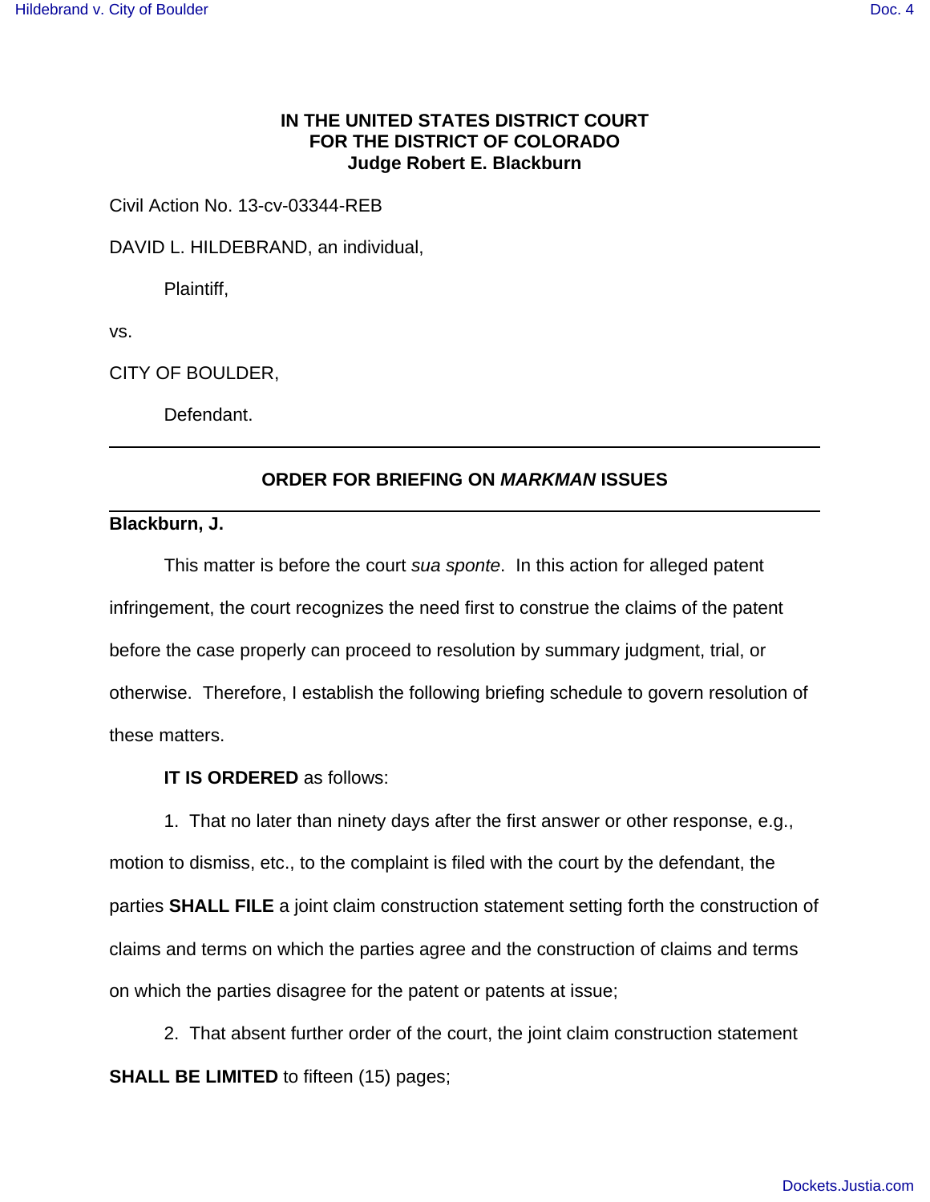**IN THE UNITED STATES DISTRICT COURT**
**FOR THE DISTRICT OF COLORADO**
**Judge Robert E. Blackburn**

Civil Action No. 13-cv-03344-REB

DAVID L. HILDEBRAND, an individual,

Plaintiff,

vs.

CITY OF BOULDER,

Defendant.

---

## ORDER FOR BRIEFING ON *MARKMAN* ISSUES

---

**Blackburn, J.**

This matter is before the court *sua sponte*. In this action for alleged patent infringement, the court recognizes the need first to construe the claims of the patent before the case properly can proceed to resolution by summary judgment, trial, or otherwise. Therefore, I establish the following briefing schedule to govern resolution of these matters.

**IT IS ORDERED** as follows:

1. That no later than ninety days after the first answer or other response, e.g., motion to dismiss, etc., to the complaint is filed with the court by the defendant, the parties **SHALL FILE** a joint claim construction statement setting forth the construction of claims and terms on which the parties agree and the construction of claims and terms on which the parties disagree for the patent or patents at issue;

2. That absent further order of the court, the joint claim construction statement **SHALL BE LIMITED** to fifteen (15) pages;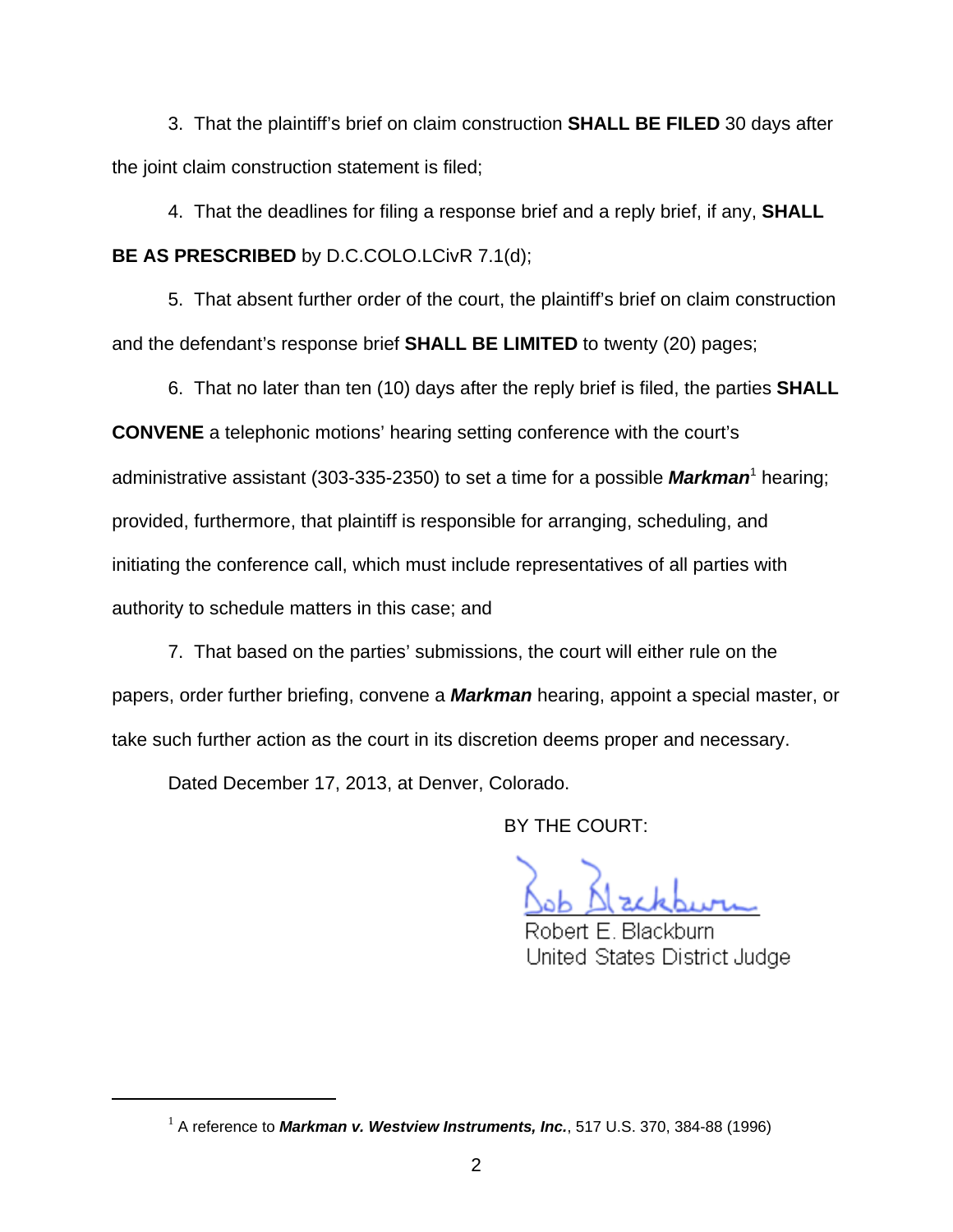3. That the plaintiff's brief on claim construction **SHALL BE FILED** 30 days after the joint claim construction statement is filed;

4. That the deadlines for filing a response brief and a reply brief, if any, **SHALL BE AS PRESCRIBED** by D.C.COLO.LCivR 7.1(d);

5. That absent further order of the court, the plaintiff's brief on claim construction and the defendant's response brief **SHALL BE LIMITED** to twenty (20) pages;

6. That no later than ten (10) days after the reply brief is filed, the parties **SHALL CONVENE** a telephonic motions' hearing setting conference with the court's administrative assistant (303-335-2350) to set a time for a possible ***Markman***[1] hearing; provided, furthermore, that plaintiff is responsible for arranging, scheduling, and initiating the conference call, which must include representatives of all parties with authority to schedule matters in this case; and

7. That based on the parties' submissions, the court will either rule on the papers, order further briefing, convene a ***Markman*** hearing, appoint a special master, or take such further action as the court in its discretion deems proper and necessary.

Dated December 17, 2013, at Denver, Colorado.

BY THE COURT:

Robert E. Blackburn
United States District Judge

---

[1] A reference to ***Markman v. Westview Instruments, Inc.***, 517 U.S. 370, 384-88 (1996)